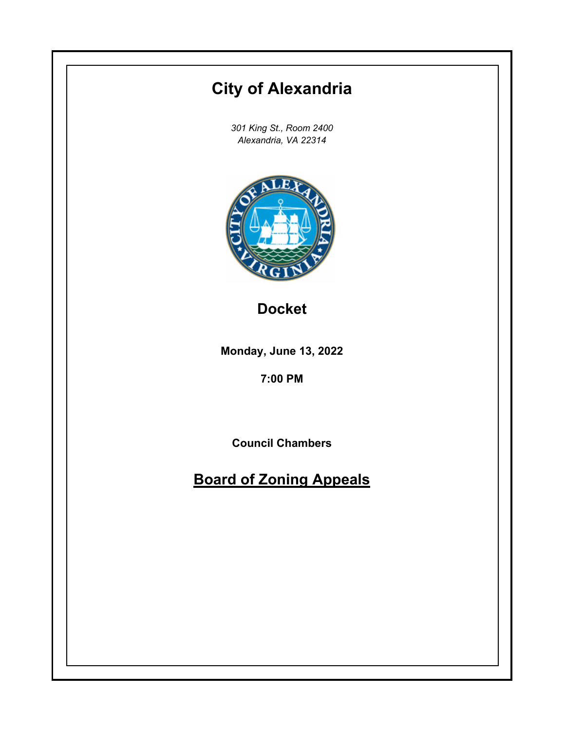# City of Alexandria

*301 King St., Room 2400*
*Alexandria, VA 22314*

## Docket

**Monday, June 13, 2022**

**7:00 PM**

**Council Chambers**

## Board of Zoning Appeals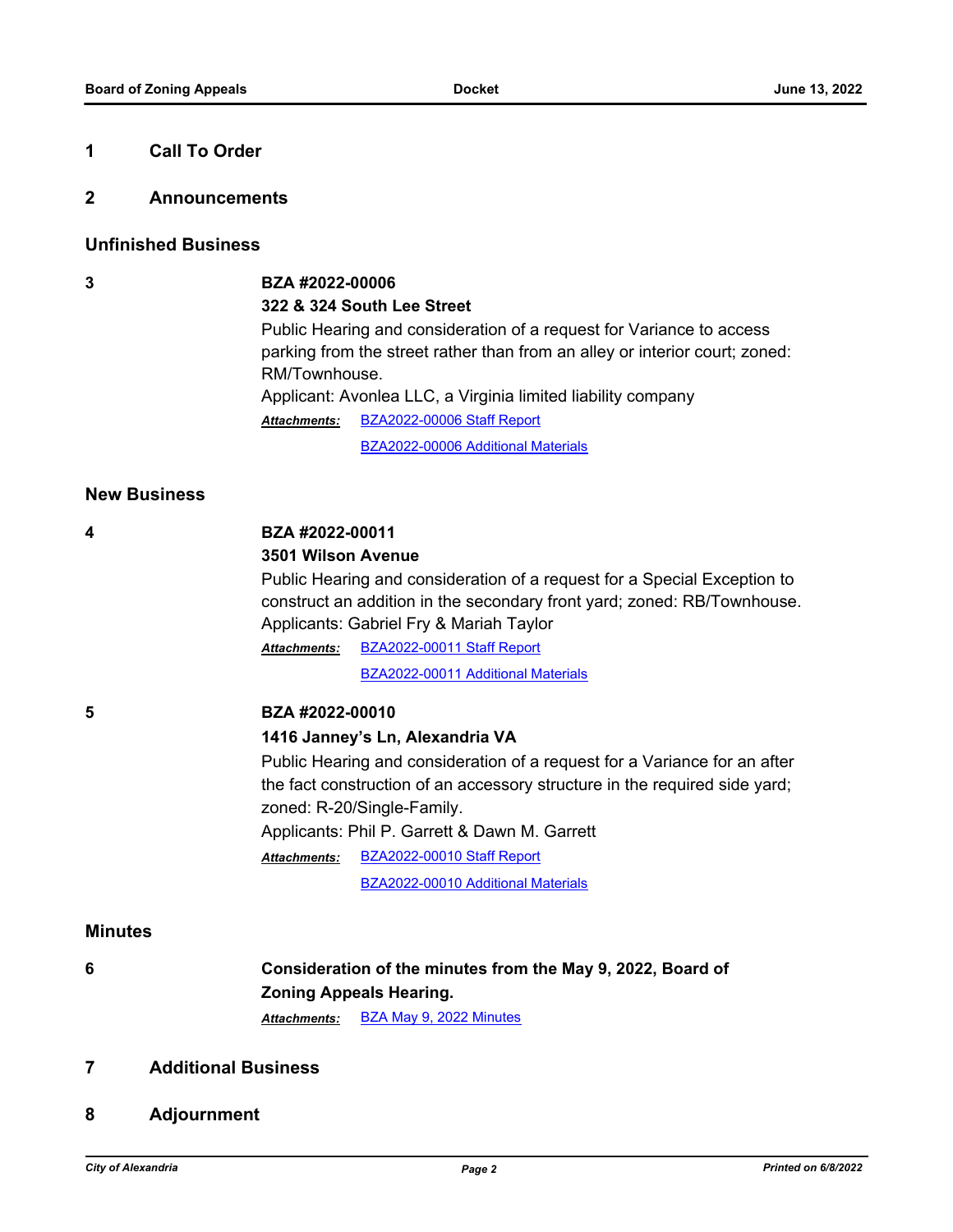## 1 Call To Order

## 2 Announcements

## Unfinished Business

**3**

**BZA #2022-00006**

**322 & 324 South Lee Street**

Public Hearing and consideration of a request for Variance to access parking from the street rather than from an alley or interior court; zoned: RM/Townhouse.

Applicant: Avonlea LLC, a Virginia limited liability company

***Attachments:*** BZA2022-00006 Staff Report

BZA2022-00006 Additional Materials

## New Business

**4**

**BZA #2022-00011**

**3501 Wilson Avenue**

Public Hearing and consideration of a request for a Special Exception to construct an addition in the secondary front yard; zoned: RB/Townhouse.

Applicants: Gabriel Fry & Mariah Taylor

***Attachments:*** BZA2022-00011 Staff Report

BZA2022-00011 Additional Materials

**5**

**BZA #2022-00010**

**1416 Janney's Ln, Alexandria VA**

Public Hearing and consideration of a request for a Variance for an after the fact construction of an accessory structure in the required side yard; zoned: R-20/Single-Family.

Applicants: Phil P. Garrett & Dawn M. Garrett

***Attachments:*** BZA2022-00010 Staff Report

BZA2022-00010 Additional Materials

## Minutes

**6**

**Consideration of the minutes from the May 9, 2022, Board of Zoning Appeals Hearing.**

***Attachments:*** BZA May 9, 2022 Minutes

## 7 Additional Business

## 8 Adjournment